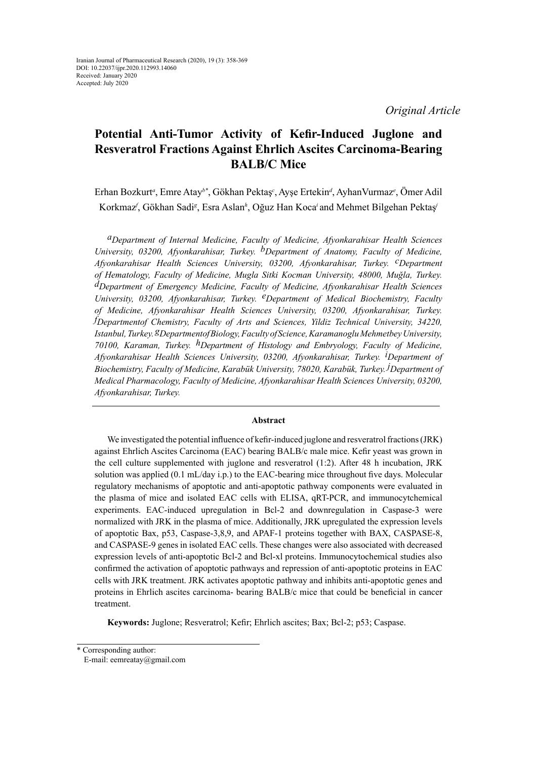Iranian Journal of Pharmaceutical Research (2020), 19 (3): 358-369
DOI: 10.22037/ijpr.2020.112993.14060
Received: January 2020
Accepted: July 2020

*Original Article*

# Potential Anti-Tumor Activity of Kefir-Induced Juglone and Resveratrol Fractions Against Ehrlich Ascites Carcinoma-Bearing BALB/C Mice

Erhan Bozkurt[a], Emre Atay[b*], Gökhan Pektaş[c], Ayşe Ertekin[d], AyhanVurmaz[e], Ömer Adil Korkmaz[f], Gökhan Sadi[g], Esra Aslan[h], Oğuz Han Koca[i] and Mehmet Bilgehan Pektaş[j]

*[a]Department of Internal Medicine, Faculty of Medicine, Afyonkarahisar Health Sciences University, 03200, Afyonkarahisar, Turkey. [b]Department of Anatomy, Faculty of Medicine, Afyonkarahisar Health Sciences University, 03200, Afyonkarahisar, Turkey. [c]Department of Hematology, Faculty of Medicine, Mugla Sitki Kocman University, 48000, Muğla, Turkey. [d]Department of Emergency Medicine, Faculty of Medicine, Afyonkarahisar Health Sciences University, 03200, Afyonkarahisar, Turkey. [e]Department of Medical Biochemistry, Faculty of Medicine, Afyonkarahisar Health Sciences University, 03200, Afyonkarahisar, Turkey. [f]Departmentof Chemistry, Faculty of Arts and Sciences, Yildiz Technical University, 34220, Istanbul, Turkey. [g]Departmentof Biology, Faculty of Science, Karamanoglu Mehmetbey University, 70100, Karaman, Turkey. [h]Department of Histology and Embryology, Faculty of Medicine, Afyonkarahisar Health Sciences University, 03200, Afyonkarahisar, Turkey. [i]Department of Biochemistry, Faculty of Medicine, Karabük University, 78020, Karabük, Turkey. [j]Department of Medical Pharmacology, Faculty of Medicine, Afyonkarahisar Health Sciences University, 03200, Afyonkarahisar, Turkey.*

## Abstract

We investigated the potential influence of kefir-induced juglone and resveratrol fractions (JRK) against Ehrlich Ascites Carcinoma (EAC) bearing BALB/c male mice. Kefir yeast was grown in the cell culture supplemented with juglone and resveratrol (1:2). After 48 h incubation, JRK solution was applied (0.1 mL/day i.p.) to the EAC-bearing mice throughout five days. Molecular regulatory mechanisms of apoptotic and anti-apoptotic pathway components were evaluated in the plasma of mice and isolated EAC cells with ELISA, qRT-PCR, and immunocytchemical experiments. EAC-induced upregulation in Bcl-2 and downregulation in Caspase-3 were normalized with JRK in the plasma of mice. Additionally, JRK upregulated the expression levels of apoptotic Bax, p53, Caspase-3,8,9, and APAF-1 proteins together with BAX, CASPASE-8, and CASPASE-9 genes in isolated EAC cells. These changes were also associated with decreased expression levels of anti-apoptotic Bcl-2 and Bcl-xl proteins. Immunocytochemical studies also confirmed the activation of apoptotic pathways and repression of anti-apoptotic proteins in EAC cells with JRK treatment. JRK activates apoptotic pathway and inhibits anti-apoptotic genes and proteins in Ehrlich ascites carcinoma- bearing BALB/c mice that could be beneficial in cancer treatment.

**Keywords:** Juglone; Resveratrol; Kefir; Ehrlich ascites; Bax; Bcl-2; p53; Caspase.

---

\* Corresponding author:
E-mail: eemreatay@gmail.com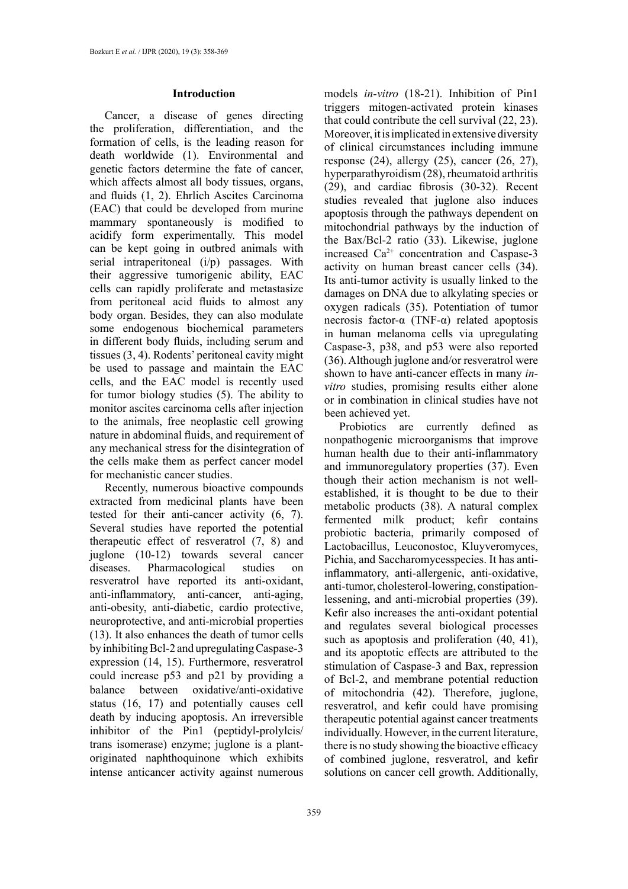## Introduction

Cancer, a disease of genes directing the proliferation, differentiation, and the formation of cells, is the leading reason for death worldwide (1). Environmental and genetic factors determine the fate of cancer, which affects almost all body tissues, organs, and fluids (1, 2). Ehrlich Ascites Carcinoma (EAC) that could be developed from murine mammary spontaneously is modified to acidify form experimentally. This model can be kept going in outbred animals with serial intraperitoneal (i/p) passages. With their aggressive tumorigenic ability, EAC cells can rapidly proliferate and metastasize from peritoneal acid fluids to almost any body organ. Besides, they can also modulate some endogenous biochemical parameters in different body fluids, including serum and tissues (3, 4). Rodents' peritoneal cavity might be used to passage and maintain the EAC cells, and the EAC model is recently used for tumor biology studies (5). The ability to monitor ascites carcinoma cells after injection to the animals, free neoplastic cell growing nature in abdominal fluids, and requirement of any mechanical stress for the disintegration of the cells make them as perfect cancer model for mechanistic cancer studies.

Recently, numerous bioactive compounds extracted from medicinal plants have been tested for their anti-cancer activity (6, 7). Several studies have reported the potential therapeutic effect of resveratrol (7, 8) and juglone (10-12) towards several cancer diseases. Pharmacological studies on resveratrol have reported its anti-oxidant, anti-inflammatory, anti-cancer, anti-aging, anti-obesity, anti-diabetic, cardio protective, neuroprotective, and anti-microbial properties (13). It also enhances the death of tumor cells by inhibiting Bcl-2 and upregulating Caspase-3 expression (14, 15). Furthermore, resveratrol could increase p53 and p21 by providing a balance between oxidative/anti-oxidative status (16, 17) and potentially causes cell death by inducing apoptosis. An irreversible inhibitor of the Pin1 (peptidyl-prolylcis/trans isomerase) enzyme; juglone is a plant-originated naphthoquinone which exhibits intense anticancer activity against numerous models *in-vitro* (18-21). Inhibition of Pin1 triggers mitogen-activated protein kinases that could contribute the cell survival (22, 23). Moreover, it is implicated in extensive diversity of clinical circumstances including immune response (24), allergy (25), cancer (26, 27), hyperparathyroidism (28), rheumatoid arthritis (29), and cardiac fibrosis (30-32). Recent studies revealed that juglone also induces apoptosis through the pathways dependent on mitochondrial pathways by the induction of the Bax/Bcl-2 ratio (33). Likewise, juglone increased $Ca^{2+}$ concentration and Caspase-3 activity on human breast cancer cells (34). Its anti-tumor activity is usually linked to the damages on DNA due to alkylating species or oxygen radicals (35). Potentiation of tumor necrosis factor-α (TNF-α) related apoptosis in human melanoma cells via upregulating Caspase-3, p38, and p53 were also reported (36). Although juglone and/or resveratrol were shown to have anti-cancer effects in many *in-vitro* studies, promising results either alone or in combination in clinical studies have not been achieved yet.

Probiotics are currently defined as nonpathogenic microorganisms that improve human health due to their anti-inflammatory and immunoregulatory properties (37). Even though their action mechanism is not well-established, it is thought to be due to their metabolic products (38). A natural complex fermented milk product; kefir contains probiotic bacteria, primarily composed of Lactobacillus, Leuconostoc, Kluyveromyces, Pichia, and Saccharomycesspecies. It has anti-inflammatory, anti-allergenic, anti-oxidative, anti-tumor, cholesterol-lowering, constipation-lessening, and anti-microbial properties (39). Kefir also increases the anti-oxidant potential and regulates several biological processes such as apoptosis and proliferation (40, 41), and its apoptotic effects are attributed to the stimulation of Caspase-3 and Bax, repression of Bcl-2, and membrane potential reduction of mitochondria (42). Therefore, juglone, resveratrol, and kefir could have promising therapeutic potential against cancer treatments individually. However, in the current literature, there is no study showing the bioactive efficacy of combined juglone, resveratrol, and kefir solutions on cancer cell growth. Additionally,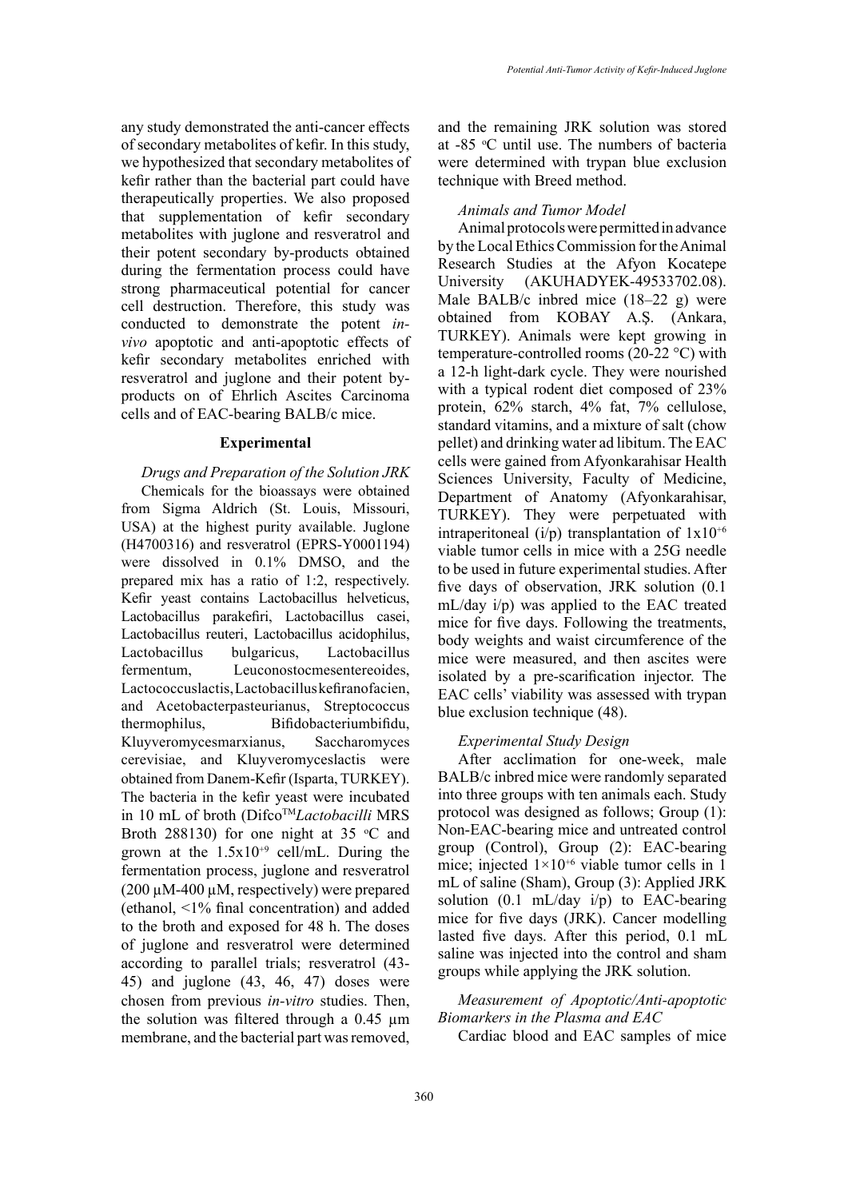any study demonstrated the anti-cancer effects of secondary metabolites of kefir. In this study, we hypothesized that secondary metabolites of kefir rather than the bacterial part could have therapeutically properties. We also proposed that supplementation of kefir secondary metabolites with juglone and resveratrol and their potent secondary by-products obtained during the fermentation process could have strong pharmaceutical potential for cancer cell destruction. Therefore, this study was conducted to demonstrate the potent *in-vivo* apoptotic and anti-apoptotic effects of kefir secondary metabolites enriched with resveratrol and juglone and their potent by-products on of Ehrlich Ascites Carcinoma cells and of EAC-bearing BALB/c mice.

## Experimental

### *Drugs and Preparation of the Solution JRK*

Chemicals for the bioassays were obtained from Sigma Aldrich (St. Louis, Missouri, USA) at the highest purity available. Juglone (H4700316) and resveratrol (EPRS-Y0001194) were dissolved in 0.1% DMSO, and the prepared mix has a ratio of 1:2, respectively. Kefir yeast contains Lactobacillus helveticus, Lactobacillus parakefiri, Lactobacillus casei, Lactobacillus reuteri, Lactobacillus acidophilus, Lactobacillus bulgaricus, Lactobacillus fermentum, Leuconostocmesentereoides, Lactococcuslactis, Lactobacilluskefiranofacien, and Acetobacterpasteurianus, Streptococcus thermophilus, Bifidobacteriumbifidu, Kluyveromycesmarxianus, Saccharomyces cerevisiae, and Kluyveromyceslactis were obtained from Danem-Kefir (Isparta, TURKEY). The bacteria in the kefir yeast were incubated in 10 mL of broth (Difco™ *Lactobacilli* MRS Broth 288130) for one night at 35 °C and grown at the $1.5x10^{+9}$ cell/mL. During the fermentation process, juglone and resveratrol (200 µM-400 µM, respectively) were prepared (ethanol, <1% final concentration) and added to the broth and exposed for 48 h. The doses of juglone and resveratrol were determined according to parallel trials; resveratrol (43-45) and juglone (43, 46, 47) doses were chosen from previous *in-vitro* studies. Then, the solution was filtered through a 0.45 µm membrane, and the bacterial part was removed, and the remaining JRK solution was stored at -85 °C until use. The numbers of bacteria were determined with trypan blue exclusion technique with Breed method.

### *Animals and Tumor Model*

Animal protocols were permitted in advance by the Local Ethics Commission for the Animal Research Studies at the Afyon Kocatepe University (AKUHADYEK-49533702.08). Male BALB/c inbred mice (18–22 g) were obtained from KOBAY A.Ş. (Ankara, TURKEY). Animals were kept growing in temperature-controlled rooms (20-22 °C) with a 12-h light-dark cycle. They were nourished with a typical rodent diet composed of 23% protein, 62% starch, 4% fat, 7% cellulose, standard vitamins, and a mixture of salt (chow pellet) and drinking water ad libitum. The EAC cells were gained from Afyonkarahisar Health Sciences University, Faculty of Medicine, Department of Anatomy (Afyonkarahisar, TURKEY). They were perpetuated with intraperitoneal (i/p) transplantation of $1x10^{+6}$ viable tumor cells in mice with a 25G needle to be used in future experimental studies. After five days of observation, JRK solution (0.1 mL/day i/p) was applied to the EAC treated mice for five days. Following the treatments, body weights and waist circumference of the mice were measured, and then ascites were isolated by a pre-scarification injector. The EAC cells' viability was assessed with trypan blue exclusion technique (48).

### *Experimental Study Design*

After acclimation for one-week, male BALB/c inbred mice were randomly separated into three groups with ten animals each. Study protocol was designed as follows; Group (1): Non-EAC-bearing mice and untreated control group (Control), Group (2): EAC-bearing mice; injected $1×10^{+6}$ viable tumor cells in 1 mL of saline (Sham), Group (3): Applied JRK solution (0.1 mL/day i/p) to EAC-bearing mice for five days (JRK). Cancer modelling lasted five days. After this period, 0.1 mL saline was injected into the control and sham groups while applying the JRK solution.

### *Measurement of Apoptotic/Anti-apoptotic Biomarkers in the Plasma and EAC*

Cardiac blood and EAC samples of mice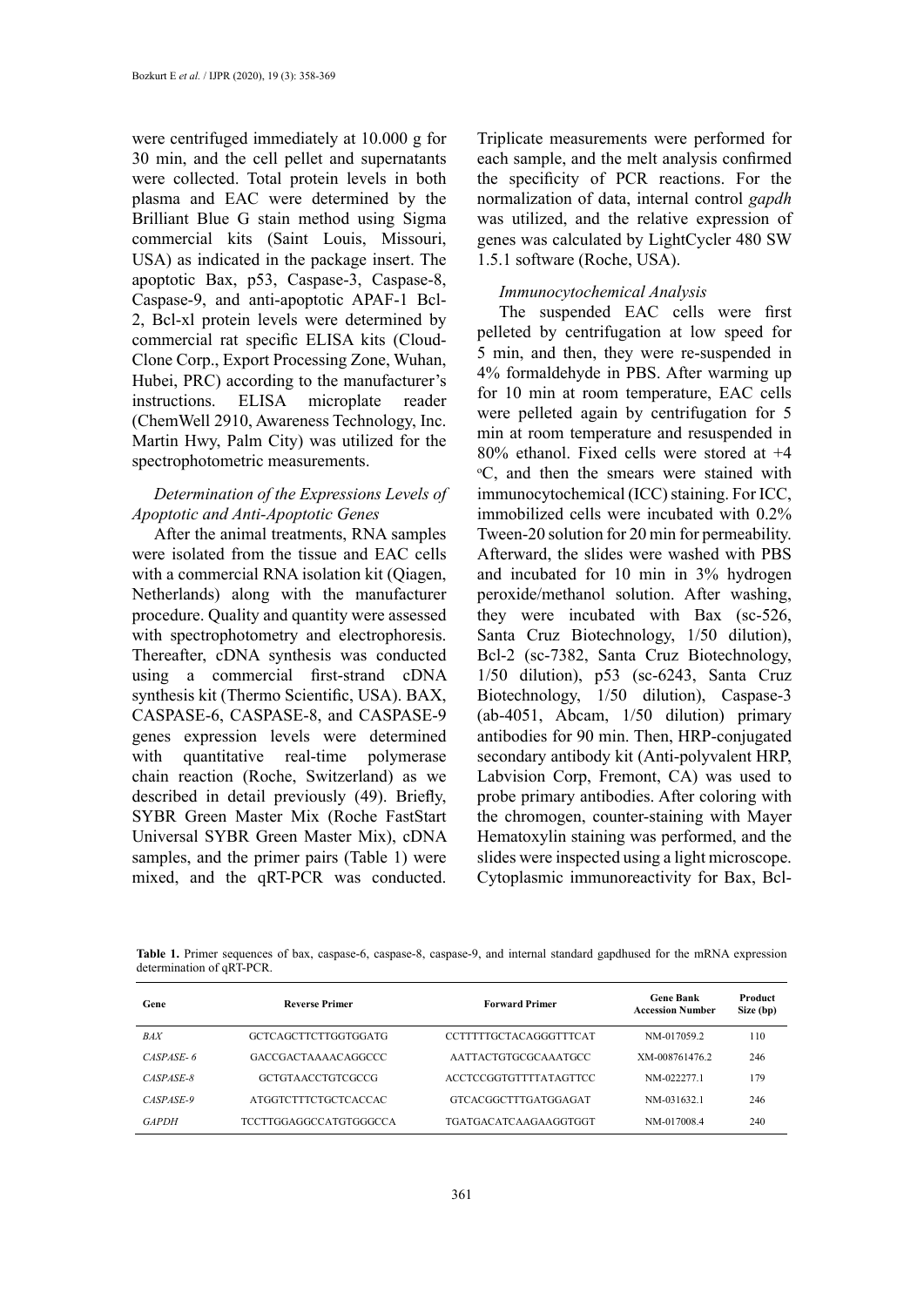were centrifuged immediately at 10.000 g for 30 min, and the cell pellet and supernatants were collected. Total protein levels in both plasma and EAC were determined by the Brilliant Blue G stain method using Sigma commercial kits (Saint Louis, Missouri, USA) as indicated in the package insert. The apoptotic Bax, p53, Caspase-3, Caspase-8, Caspase-9, and anti-apoptotic APAF-1 Bcl-2, Bcl-xl protein levels were determined by commercial rat specific ELISA kits (Cloud-Clone Corp., Export Processing Zone, Wuhan, Hubei, PRC) according to the manufacturer's instructions. ELISA microplate reader (ChemWell 2910, Awareness Technology, Inc. Martin Hwy, Palm City) was utilized for the spectrophotometric measurements.

*Determination of the Expressions Levels of Apoptotic and Anti-Apoptotic Genes*

After the animal treatments, RNA samples were isolated from the tissue and EAC cells with a commercial RNA isolation kit (Qiagen, Netherlands) along with the manufacturer procedure. Quality and quantity were assessed with spectrophotometry and electrophoresis. Thereafter, cDNA synthesis was conducted using a commercial first-strand cDNA synthesis kit (Thermo Scientific, USA). BAX, CASPASE-6, CASPASE-8, and CASPASE-9 genes expression levels were determined with quantitative real-time polymerase chain reaction (Roche, Switzerland) as we described in detail previously (49). Briefly, SYBR Green Master Mix (Roche FastStart Universal SYBR Green Master Mix), cDNA samples, and the primer pairs (Table 1) were mixed, and the qRT-PCR was conducted. Triplicate measurements were performed for each sample, and the melt analysis confirmed the specificity of PCR reactions. For the normalization of data, internal control *gapdh* was utilized, and the relative expression of genes was calculated by LightCycler 480 SW 1.5.1 software (Roche, USA).

*Immunocytochemical Analysis*

The suspended EAC cells were first pelleted by centrifugation at low speed for 5 min, and then, they were re-suspended in 4% formaldehyde in PBS. After warming up for 10 min at room temperature, EAC cells were pelleted again by centrifugation for 5 min at room temperature and resuspended in 80% ethanol. Fixed cells were stored at +4 $^{o}$C, and then the smears were stained with immunocytochemical (ICC) staining. For ICC, immobilized cells were incubated with 0.2% Tween-20 solution for 20 min for permeability. Afterward, the slides were washed with PBS and incubated for 10 min in 3% hydrogen peroxide/methanol solution. After washing, they were incubated with Bax (sc-526, Santa Cruz Biotechnology, 1/50 dilution), Bcl-2 (sc-7382, Santa Cruz Biotechnology, 1/50 dilution), p53 (sc-6243, Santa Cruz Biotechnology, 1/50 dilution), Caspase-3 (ab-4051, Abcam, 1/50 dilution) primary antibodies for 90 min. Then, HRP-conjugated secondary antibody kit (Anti-polyvalent HRP, Labvision Corp, Fremont, CA) was used to probe primary antibodies. After coloring with the chromogen, counter-staining with Mayer Hematoxylin staining was performed, and the slides were inspected using a light microscope. Cytoplasmic immunoreactivity for Bax, Bcl-

**Table 1.** Primer sequences of bax, caspase-6, caspase-8, caspase-9, and internal standard gapdhused for the mRNA expression determination of qRT-PCR.

| Gene | Reverse Primer | Forward Primer | Gene Bank Accession Number | Product Size (bp) |
|---|---|---|---|---|
| *BAX* | GCTCAGCTTCTTGGTGGATG | CCTTTTTGCTACAGGGTTTCAT | NM-017059.2 | 110 |
| *CASPASE- 6* | GACCGACTAAAACAGGCCC | AATTACTGTGCGCAAATGCC | XM-008761476.2 | 246 |
| *CASPASE-8* | GCTGTAACCTGTCGCCG | ACCTCCGGTGTTTTATAGTTCC | NM-022277.1 | 179 |
| *CASPASE-9* | ATGGTCTTTCTGCTCACCAC | GTCACGGCTTTGATGGAGAT | NM-031632.1 | 246 |
| *GAPDH* | TCCTTGGAGGCCATGTGGGCCA | TGATGACATCAAGAAGGTGGT | NM-017008.4 | 240 |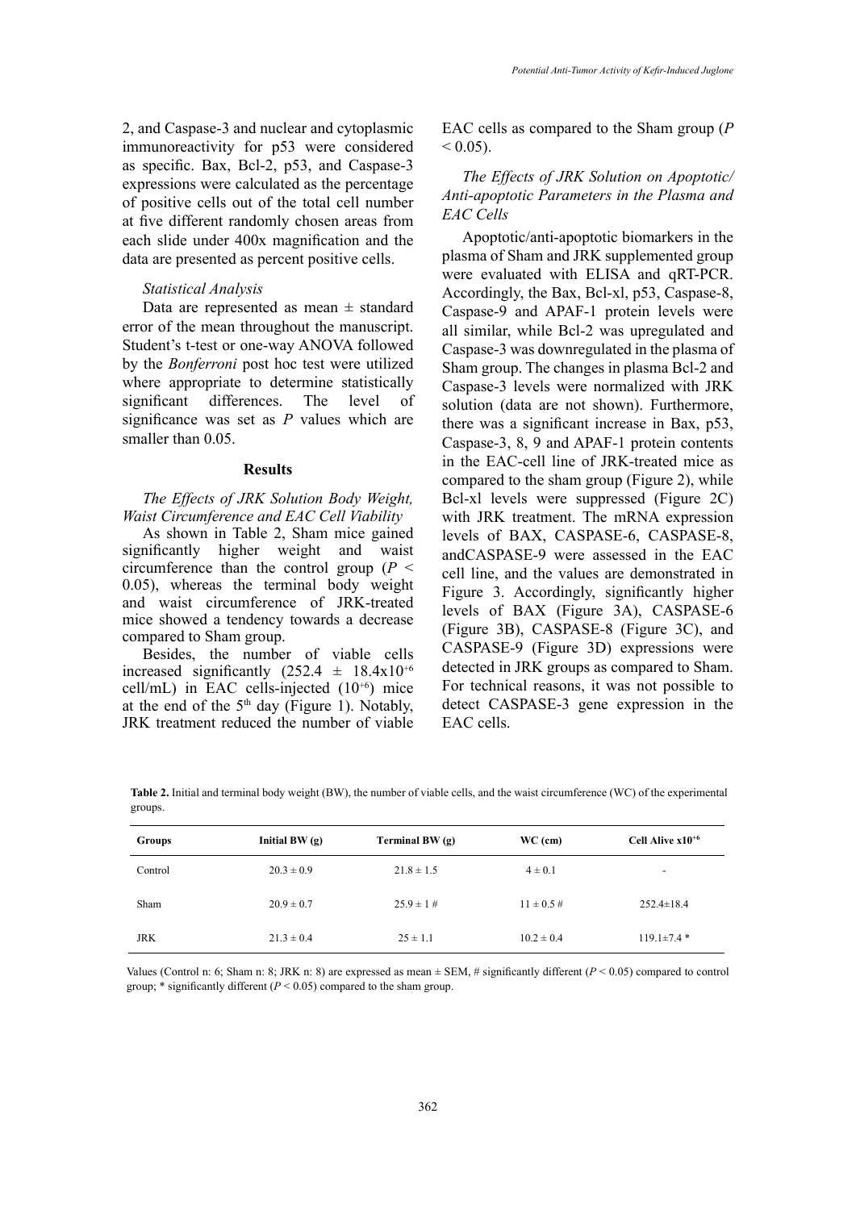2, and Caspase-3 and nuclear and cytoplasmic immunoreactivity for p53 were considered as specific. Bax, Bcl-2, p53, and Caspase-3 expressions were calculated as the percentage of positive cells out of the total cell number at five different randomly chosen areas from each slide under 400x magnification and the data are presented as percent positive cells.

*Statistical Analysis*

Data are represented as mean ± standard error of the mean throughout the manuscript. Student's t-test or one-way ANOVA followed by the *Bonferroni* post hoc test were utilized where appropriate to determine statistically significant differences. The level of significance was set as *P* values which are smaller than 0.05.

## Results

*The Effects of JRK Solution Body Weight, Waist Circumference and EAC Cell Viability*

As shown in Table 2, Sham mice gained significantly higher weight and waist circumference than the control group ($P < 0.05$), whereas the terminal body weight and waist circumference of JRK-treated mice showed a tendency towards a decrease compared to Sham group.

Besides, the number of viable cells increased significantly ($252.4 \pm 18.4 \times 10^{+6}$ cell/mL) in EAC cells-injected ($10^{+6}$) mice at the end of the $5^{th}$ day (Figure 1). Notably, JRK treatment reduced the number of viable EAC cells as compared to the Sham group ($P < 0.05$).

*The Effects of JRK Solution on Apoptotic/Anti-apoptotic Parameters in the Plasma and EAC Cells*

Apoptotic/anti-apoptotic biomarkers in the plasma of Sham and JRK supplemented group were evaluated with ELISA and qRT-PCR. Accordingly, the Bax, Bcl-xl, p53, Caspase-8, Caspase-9 and APAF-1 protein levels were all similar, while Bcl-2 was upregulated and Caspase-3 was downregulated in the plasma of Sham group. The changes in plasma Bcl-2 and Caspase-3 levels were normalized with JRK solution (data are not shown). Furthermore, there was a significant increase in Bax, p53, Caspase-3, 8, 9 and APAF-1 protein contents in the EAC-cell line of JRK-treated mice as compared to the sham group (Figure 2), while Bcl-xl levels were suppressed (Figure 2C) with JRK treatment. The mRNA expression levels of BAX, CASPASE-6, CASPASE-8, andCASPASE-9 were assessed in the EAC cell line, and the values are demonstrated in Figure 3. Accordingly, significantly higher levels of BAX (Figure 3A), CASPASE-6 (Figure 3B), CASPASE-8 (Figure 3C), and CASPASE-9 (Figure 3D) expressions were detected in JRK groups as compared to Sham. For technical reasons, it was not possible to detect CASPASE-3 gene expression in the EAC cells.

**Table 2.** Initial and terminal body weight (BW), the number of viable cells, and the waist circumference (WC) of the experimental groups.

| Groups | Initial BW (g) | Terminal BW (g) | WC (cm) | Cell Alive $\times 10^{+6}$ |
|---|---|---|---|---|
| Control | 20.3 ± 0.9 | 21.8 ± 1.5 | 4 ± 0.1 | - |
| Sham | 20.9 ± 0.7 | 25.9 ± 1 # | 11 ± 0.5 # | 252.4±18.4 |
| JRK | 21.3 ± 0.4 | 25 ± 1.1 | 10.2 ± 0.4 | 119.1±7.4 * |

Values (Control n: 6; Sham n: 8; JRK n: 8) are expressed as mean ± SEM, # significantly different ($P < 0.05$) compared to control group; * significantly different ($P < 0.05$) compared to the sham group.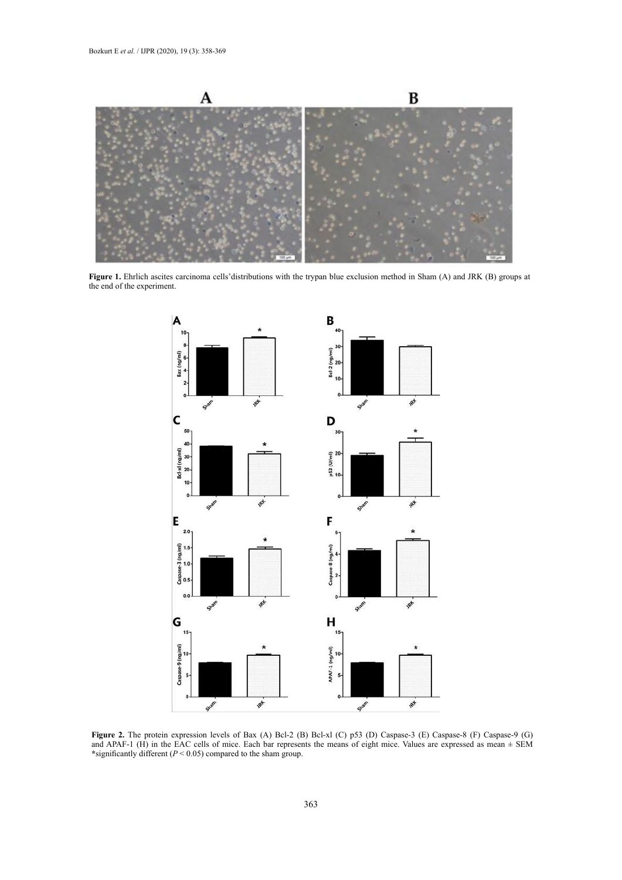**Figure 1.** Ehrlich ascites carcinoma cells'distributions with the trypan blue exclusion method in Sham (A) and JRK (B) groups at the end of the experiment.

**Figure 2.** The protein expression levels of Bax (A) Bcl-2 (B) Bcl-xl (C) p53 (D) Caspase-3 (E) Caspase-8 (F) Caspase-9 (G) and APAF-1 (H) in the EAC cells of mice. Each bar represents the means of eight mice. Values are expressed as mean ± SEM *significantly different ($P < 0.05$) compared to the sham group.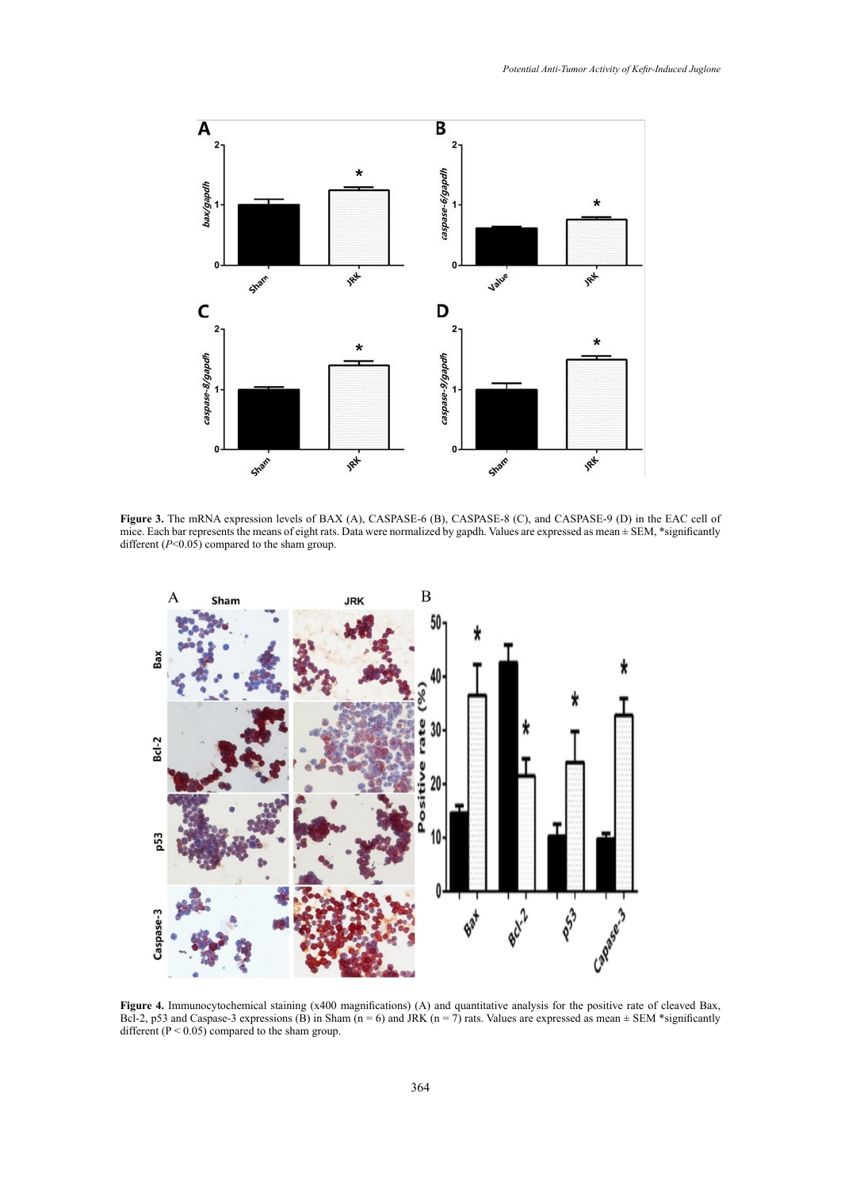**Figure 3.** The mRNA expression levels of BAX (A), CASPASE-6 (B), CASPASE-8 (C), and CASPASE-9 (D) in the EAC cell of mice. Each bar represents the means of eight rats. Data were normalized by gapdh. Values are expressed as mean ± SEM, *significantly different (*P*<0.05) compared to the sham group.

**Figure 4.** Immunocytochemical staining (x400 magnifications) (A) and quantitative analysis for the positive rate of cleaved Bax, Bcl-2, p53 and Caspase-3 expressions (B) in Sham (n = 6) and JRK (n = 7) rats. Values are expressed as mean ± SEM *significantly different (P < 0.05) compared to the sham group.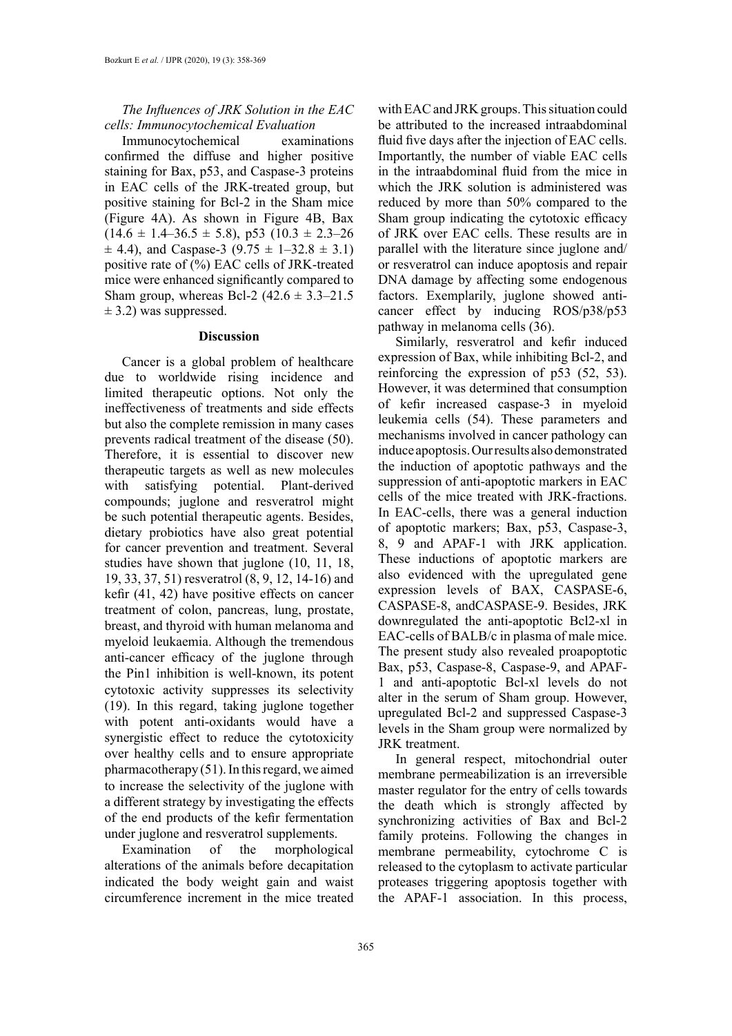*The Influences of JRK Solution in the EAC cells: Immunocytochemical Evaluation*

Immunocytochemical examinations confirmed the diffuse and higher positive staining for Bax, p53, and Caspase-3 proteins in EAC cells of the JRK-treated group, but positive staining for Bcl-2 in the Sham mice (Figure 4A). As shown in Figure 4B, Bax ($14.6 \pm 1.4$–$36.5 \pm 5.8$), p53 ($10.3 \pm 2.3$–$26 \pm 4.4$), and Caspase-3 ($9.75 \pm 1$–$32.8 \pm 3.1$) positive rate of (%) EAC cells of JRK-treated mice were enhanced significantly compared to Sham group, whereas Bcl-2 ($42.6 \pm 3.3$–$21.5 \pm 3.2$) was suppressed.

## Discussion

Cancer is a global problem of healthcare due to worldwide rising incidence and limited therapeutic options. Not only the ineffectiveness of treatments and side effects but also the complete remission in many cases prevents radical treatment of the disease (50). Therefore, it is essential to discover new therapeutic targets as well as new molecules with satisfying potential. Plant-derived compounds; juglone and resveratrol might be such potential therapeutic agents. Besides, dietary probiotics have also great potential for cancer prevention and treatment. Several studies have shown that juglone (10, 11, 18, 19, 33, 37, 51) resveratrol (8, 9, 12, 14-16) and kefir (41, 42) have positive effects on cancer treatment of colon, pancreas, lung, prostate, breast, and thyroid with human melanoma and myeloid leukaemia. Although the tremendous anti-cancer efficacy of the juglone through the Pin1 inhibition is well-known, its potent cytotoxic activity suppresses its selectivity (19). In this regard, taking juglone together with potent anti-oxidants would have a synergistic effect to reduce the cytotoxicity over healthy cells and to ensure appropriate pharmacotherapy (51). In this regard, we aimed to increase the selectivity of the juglone with a different strategy by investigating the effects of the end products of the kefir fermentation under juglone and resveratrol supplements.

Examination of the morphological alterations of the animals before decapitation indicated the body weight gain and waist circumference increment in the mice treated with EAC and JRK groups. This situation could be attributed to the increased intraabdominal fluid five days after the injection of EAC cells. Importantly, the number of viable EAC cells in the intraabdominal fluid from the mice in which the JRK solution is administered was reduced by more than 50% compared to the Sham group indicating the cytotoxic efficacy of JRK over EAC cells. These results are in parallel with the literature since juglone and/or resveratrol can induce apoptosis and repair DNA damage by affecting some endogenous factors. Exemplarily, juglone showed anti-cancer effect by inducing ROS/p38/p53 pathway in melanoma cells (36).

Similarly, resveratrol and kefir induced expression of Bax, while inhibiting Bcl-2, and reinforcing the expression of p53 (52, 53). However, it was determined that consumption of kefir increased caspase-3 in myeloid leukemia cells (54). These parameters and mechanisms involved in cancer pathology can induce apoptosis. Our results also demonstrated the induction of apoptotic pathways and the suppression of anti-apoptotic markers in EAC cells of the mice treated with JRK-fractions. In EAC-cells, there was a general induction of apoptotic markers; Bax, p53, Caspase-3, 8, 9 and APAF-1 with JRK application. These inductions of apoptotic markers are also evidenced with the upregulated gene expression levels of BAX, CASPASE-6, CASPASE-8, andCASPASE-9. Besides, JRK downregulated the anti-apoptotic Bcl2-xl in EAC-cells of BALB/c in plasma of male mice. The present study also revealed proapoptotic Bax, p53, Caspase-8, Caspase-9, and APAF-1 and anti-apoptotic Bcl-xl levels do not alter in the serum of Sham group. However, upregulated Bcl-2 and suppressed Caspase-3 levels in the Sham group were normalized by JRK treatment.

In general respect, mitochondrial outer membrane permeabilization is an irreversible master regulator for the entry of cells towards the death which is strongly affected by synchronizing activities of Bax and Bcl-2 family proteins. Following the changes in membrane permeability, cytochrome C is released to the cytoplasm to activate particular proteases triggering apoptosis together with the APAF-1 association. In this process,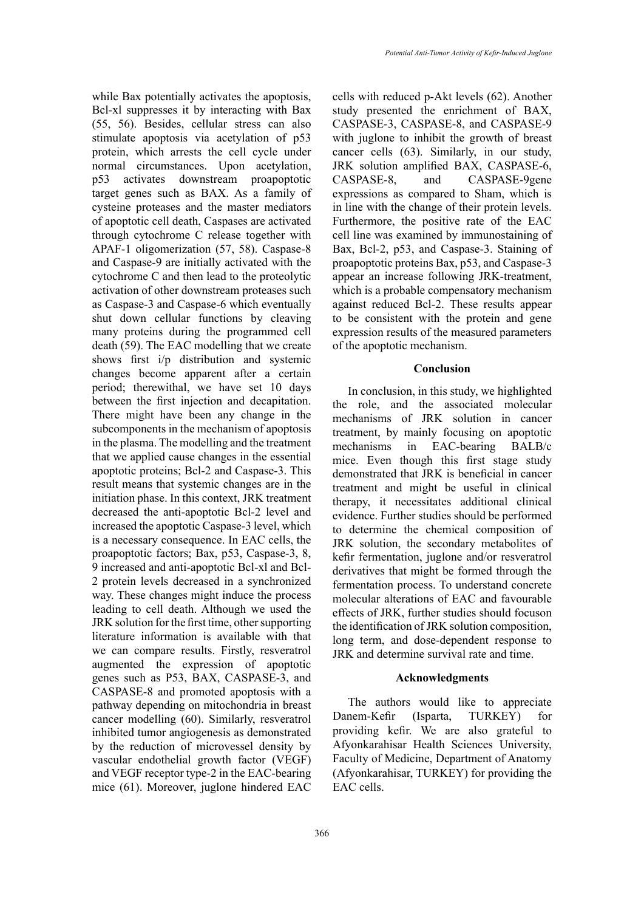while Bax potentially activates the apoptosis, Bcl-xl suppresses it by interacting with Bax (55, 56). Besides, cellular stress can also stimulate apoptosis via acetylation of p53 protein, which arrests the cell cycle under normal circumstances. Upon acetylation, p53 activates downstream proapoptotic target genes such as BAX. As a family of cysteine proteases and the master mediators of apoptotic cell death, Caspases are activated through cytochrome C release together with APAF-1 oligomerization (57, 58). Caspase-8 and Caspase-9 are initially activated with the cytochrome C and then lead to the proteolytic activation of other downstream proteases such as Caspase-3 and Caspase-6 which eventually shut down cellular functions by cleaving many proteins during the programmed cell death (59). The EAC modelling that we create shows first i/p distribution and systemic changes become apparent after a certain period; therewithal, we have set 10 days between the first injection and decapitation. There might have been any change in the subcomponents in the mechanism of apoptosis in the plasma. The modelling and the treatment that we applied cause changes in the essential apoptotic proteins; Bcl-2 and Caspase-3. This result means that systemic changes are in the initiation phase. In this context, JRK treatment decreased the anti-apoptotic Bcl-2 level and increased the apoptotic Caspase-3 level, which is a necessary consequence. In EAC cells, the proapoptotic factors; Bax, p53, Caspase-3, 8, 9 increased and anti-apoptotic Bcl-xl and Bcl-2 protein levels decreased in a synchronized way. These changes might induce the process leading to cell death. Although we used the JRK solution for the first time, other supporting literature information is available with that we can compare results. Firstly, resveratrol augmented the expression of apoptotic genes such as P53, BAX, CASPASE-3, and CASPASE-8 and promoted apoptosis with a pathway depending on mitochondria in breast cancer modelling (60). Similarly, resveratrol inhibited tumor angiogenesis as demonstrated by the reduction of microvessel density by vascular endothelial growth factor (VEGF) and VEGF receptor type-2 in the EAC-bearing mice (61). Moreover, juglone hindered EAC cells with reduced p-Akt levels (62). Another study presented the enrichment of BAX, CASPASE-3, CASPASE-8, and CASPASE-9 with juglone to inhibit the growth of breast cancer cells (63). Similarly, in our study, JRK solution amplified BAX, CASPASE-6, CASPASE-8, and CASPASE-9gene expressions as compared to Sham, which is in line with the change of their protein levels. Furthermore, the positive rate of the EAC cell line was examined by immunostaining of Bax, Bcl-2, p53, and Caspase-3. Staining of proapoptotic proteins Bax, p53, and Caspase-3 appear an increase following JRK-treatment, which is a probable compensatory mechanism against reduced Bcl-2. These results appear to be consistent with the protein and gene expression results of the measured parameters of the apoptotic mechanism.

## Conclusion

In conclusion, in this study, we highlighted the role, and the associated molecular mechanisms of JRK solution in cancer treatment, by mainly focusing on apoptotic mechanisms in EAC-bearing BALB/c mice. Even though this first stage study demonstrated that JRK is beneficial in cancer treatment and might be useful in clinical therapy, it necessitates additional clinical evidence. Further studies should be performed to determine the chemical composition of JRK solution, the secondary metabolites of kefir fermentation, juglone and/or resveratrol derivatives that might be formed through the fermentation process. To understand concrete molecular alterations of EAC and favourable effects of JRK, further studies should focuson the identification of JRK solution composition, long term, and dose-dependent response to JRK and determine survival rate and time.

## Acknowledgments

The authors would like to appreciate Danem-Kefir (Isparta, TURKEY) for providing kefir. We are also grateful to Afyonkarahisar Health Sciences University, Faculty of Medicine, Department of Anatomy (Afyonkarahisar, TURKEY) for providing the EAC cells.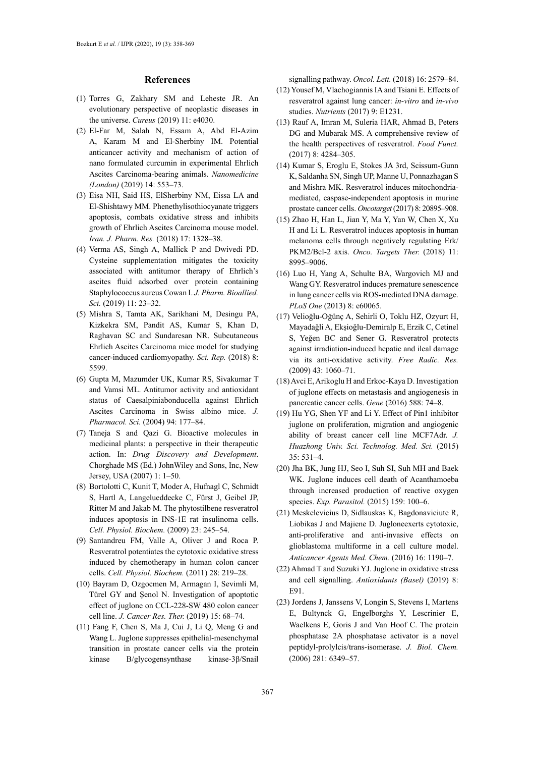## References

(1) Torres G, Zakhary SM and Leheste JR. An evolutionary perspective of neoplastic diseases in the universe. *Cureus* (2019) 11: e4030.

(2) El-Far M, Salah N, Essam A, Abd El-Azim A, Karam M and El-Sherbiny IM. Potential anticancer activity and mechanism of action of nano formulated curcumin in experimental Ehrlich Ascites Carcinoma-bearing animals. *Nanomedicine (London)* (2019) 14: 553–73.

(3) Eisa NH, Said HS, ElSherbiny NM, Eissa LA and El-Shishtawy MM. Phenethylisothiocyanate triggers apoptosis, combats oxidative stress and inhibits growth of Ehrlich Ascites Carcinoma mouse model. *Iran. J. Pharm. Res.* (2018) 17: 1328–38.

(4) Verma AS, Singh A, Mallick P and Dwivedi PD. Cysteine supplementation mitigates the toxicity associated with antitumor therapy of Ehrlich's ascites fluid adsorbed over protein containing Staphylococcus aureus Cowan I. *J. Pharm. Bioallied. Sci.* (2019) 11: 23–32.

(5) Mishra S, Tamta AK, Sarikhani M, Desingu PA, Kizkekra SM, Pandit AS, Kumar S, Khan D, Raghavan SC and Sundaresan NR. Subcutaneous Ehrlich Ascites Carcinoma mice model for studying cancer-induced cardiomyopathy. *Sci. Rep.* (2018) 8: 5599.

(6) Gupta M, Mazumder UK, Kumar RS, Sivakumar T and Vamsi ML. Antitumor activity and antioxidant status of Caesalpiniabonducella against Ehrlich Ascites Carcinoma in Swiss albino mice. *J. Pharmacol. Sci.* (2004) 94: 177–84.

(7) Taneja S and Qazi G. Bioactive molecules in medicinal plants: a perspective in their therapeutic action. In: *Drug Discovery and Development*. Chorghade MS (Ed.) JohnWiley and Sons, Inc, New Jersey, USA (2007) 1: 1–50.

(8) Bortolotti C, Kunit T, Moder A, Hufnagl C, Schmidt S, Hartl A, Langelueddecke C, Fürst J, Geibel JP, Ritter M and Jakab M. The phytostilbene resveratrol induces apoptosis in INS-1E rat insulinoma cells. *Cell. Physiol. Biochem.* (2009) 23: 245–54.

(9) Santandreu FM, Valle A, Oliver J and Roca P. Resveratrol potentiates the cytotoxic oxidative stress induced by chemotherapy in human colon cancer cells. *Cell. Physiol. Biochem.* (2011) 28: 219–28.

(10) Bayram D, Ozgocmen M, Armagan I, Sevimli M, Türel GY and Şenol N. Investigation of apoptotic effect of juglone on CCL-228-SW 480 colon cancer cell line. *J. Cancer Res. Ther.* (2019) 15: 68–74.

(11) Fang F, Chen S, Ma J, Cui J, Li Q, Meng G and Wang L. Juglone suppresses epithelial-mesenchymal transition in prostate cancer cells via the protein kinase B/glycogensynthase kinase-3β/Snail signalling pathway. *Oncol. Lett.* (2018) 16: 2579–84.

(12) Yousef M, Vlachogiannis IA and Tsiani E. Effects of resveratrol against lung cancer: *in-vitro* and *in-vivo* studies. *Nutrients* (2017) 9: E1231.

(13) Rauf A, Imran M, Suleria HAR, Ahmad B, Peters DG and Mubarak MS. A comprehensive review of the health perspectives of resveratrol. *Food Funct.* (2017) 8: 4284–305.

(14) Kumar S, Eroglu E, Stokes JA 3rd, Scissum-Gunn K, Saldanha SN, Singh UP, Manne U, Ponnazhagan S and Mishra MK. Resveratrol induces mitochondria-mediated, caspase-independent apoptosis in murine prostate cancer cells. *Oncotarget* (2017) 8: 20895–908.

(15) Zhao H, Han L, Jian Y, Ma Y, Yan W, Chen X, Xu H and Li L. Resveratrol induces apoptosis in human melanoma cells through negatively regulating Erk/PKM2/Bcl-2 axis. *Onco. Targets Ther.* (2018) 11: 8995–9006.

(16) Luo H, Yang A, Schulte BA, Wargovich MJ and Wang GY. Resveratrol induces premature senescence in lung cancer cells via ROS-mediated DNA damage. *PLoS One* (2013) 8: e60065.

(17) Velioğlu-Oğünç A, Sehirli O, Toklu HZ, Ozyurt H, Mayadağli A, Ekşioğlu-Demiralp E, Erzik C, Cetinel S, Yeğen BC and Sener G. Resveratrol protects against irradiation-induced hepatic and ileal damage via its anti-oxidative activity. *Free Radic. Res.* (2009) 43: 1060–71.

(18) Avci E, Arikoglu H and Erkoc-Kaya D. Investigation of juglone effects on metastasis and angiogenesis in pancreatic cancer cells. *Gene* (2016) 588: 74–8.

(19) Hu YG, Shen YF and Li Y. Effect of Pin1 inhibitor juglone on proliferation, migration and angiogenic ability of breast cancer cell line MCF7Adr. *J. Huazhong Univ. Sci. Technolog. Med. Sci.* (2015) 35: 531–4.

(20) Jha BK, Jung HJ, Seo I, Suh SI, Suh MH and Baek WK. Juglone induces cell death of Acanthamoeba through increased production of reactive oxygen species. *Exp. Parasitol.* (2015) 159: 100–6.

(21) Meskelevicius D, Sidlauskas K, Bagdonaviciute R, Liobikas J and Majiene D. Jugloneexerts cytotoxic, anti-proliferative and anti-invasive effects on glioblastoma multiforme in a cell culture model. *Anticancer Agents Med. Chem.* (2016) 16: 1190–7.

(22) Ahmad T and Suzuki YJ. Juglone in oxidative stress and cell signalling. *Antioxidants (Basel)* (2019) 8: E91.

(23) Jordens J, Janssens V, Longin S, Stevens I, Martens E, Bultynck G, Engelborghs Y, Lescrinier E, Waelkens E, Goris J and Van Hoof C. The protein phosphatase 2A phosphatase activator is a novel peptidyl-prolylcis/trans-isomerase. *J. Biol. Chem.* (2006) 281: 6349–57.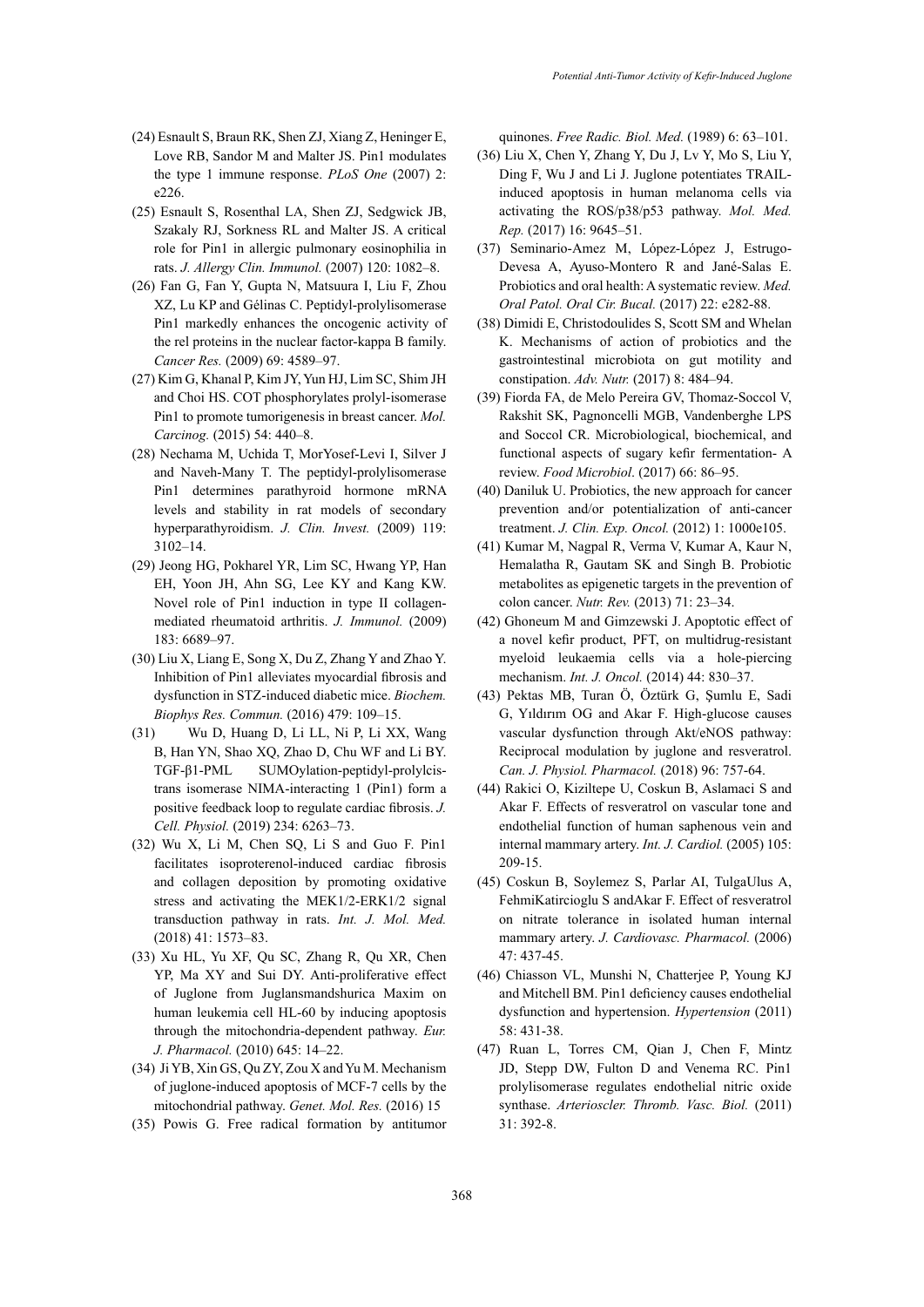(24) Esnault S, Braun RK, Shen ZJ, Xiang Z, Heninger E, Love RB, Sandor M and Malter JS. Pin1 modulates the type 1 immune response. *PLoS One* (2007) 2: e226.

(25) Esnault S, Rosenthal LA, Shen ZJ, Sedgwick JB, Szakaly RJ, Sorkness RL and Malter JS. A critical role for Pin1 in allergic pulmonary eosinophilia in rats. *J. Allergy Clin. Immunol.* (2007) 120: 1082–8.

(26) Fan G, Fan Y, Gupta N, Matsuura I, Liu F, Zhou XZ, Lu KP and Gélinas C. Peptidyl-prolylisomerase Pin1 markedly enhances the oncogenic activity of the rel proteins in the nuclear factor-kappa B family. *Cancer Res.* (2009) 69: 4589–97.

(27) Kim G, Khanal P, Kim JY, Yun HJ, Lim SC, Shim JH and Choi HS. COT phosphorylates prolyl-isomerase Pin1 to promote tumorigenesis in breast cancer. *Mol. Carcinog.* (2015) 54: 440–8.

(28) Nechama M, Uchida T, MorYosef-Levi I, Silver J and Naveh-Many T. The peptidyl-prolylisomerase Pin1 determines parathyroid hormone mRNA levels and stability in rat models of secondary hyperparathyroidism. *J. Clin. Invest.* (2009) 119: 3102–14.

(29) Jeong HG, Pokharel YR, Lim SC, Hwang YP, Han EH, Yoon JH, Ahn SG, Lee KY and Kang KW. Novel role of Pin1 induction in type II collagen-mediated rheumatoid arthritis. *J. Immunol.* (2009) 183: 6689–97.

(30) Liu X, Liang E, Song X, Du Z, Zhang Y and Zhao Y. Inhibition of Pin1 alleviates myocardial fibrosis and dysfunction in STZ-induced diabetic mice. *Biochem. Biophys Res. Commun.* (2016) 479: 109–15.

(31) Wu D, Huang D, Li LL, Ni P, Li XX, Wang B, Han YN, Shao XQ, Zhao D, Chu WF and Li BY. TGF-β1-PML SUMOylation-peptidyl-prolylcis-trans isomerase NIMA-interacting 1 (Pin1) form a positive feedback loop to regulate cardiac fibrosis. *J. Cell. Physiol.* (2019) 234: 6263–73.

(32) Wu X, Li M, Chen SQ, Li S and Guo F. Pin1 facilitates isoproterenol-induced cardiac fibrosis and collagen deposition by promoting oxidative stress and activating the MEK1/2-ERK1/2 signal transduction pathway in rats. *Int. J. Mol. Med.* (2018) 41: 1573–83.

(33) Xu HL, Yu XF, Qu SC, Zhang R, Qu XR, Chen YP, Ma XY and Sui DY. Anti-proliferative effect of Juglone from Juglansmandshurica Maxim on human leukemia cell HL-60 by inducing apoptosis through the mitochondria-dependent pathway. *Eur. J. Pharmacol.* (2010) 645: 14–22.

(34) Ji YB, Xin GS, Qu ZY, Zou X and Yu M. Mechanism of juglone-induced apoptosis of MCF-7 cells by the mitochondrial pathway. *Genet. Mol. Res.* (2016) 15

(35) Powis G. Free radical formation by antitumor quinones. *Free Radic. Biol. Med.* (1989) 6: 63–101.

(36) Liu X, Chen Y, Zhang Y, Du J, Lv Y, Mo S, Liu Y, Ding F, Wu J and Li J. Juglone potentiates TRAIL-induced apoptosis in human melanoma cells via activating the ROS/p38/p53 pathway. *Mol. Med. Rep.* (2017) 16: 9645–51.

(37) Seminario-Amez M, López-López J, Estrugo-Devesa A, Ayuso-Montero R and Jané-Salas E. Probiotics and oral health: A systematic review. *Med. Oral Patol. Oral Cir. Bucal.* (2017) 22: e282-88.

(38) Dimidi E, Christodoulides S, Scott SM and Whelan K. Mechanisms of action of probiotics and the gastrointestinal microbiota on gut motility and constipation. *Adv. Nutr.* (2017) 8: 484–94.

(39) Fiorda FA, de Melo Pereira GV, Thomaz-Soccol V, Rakshit SK, Pagnoncelli MGB, Vandenberghe LPS and Soccol CR. Microbiological, biochemical, and functional aspects of sugary kefir fermentation- A review. *Food Microbiol*. (2017) 66: 86–95.

(40) Daniluk U. Probiotics, the new approach for cancer prevention and/or potentialization of anti-cancer treatment. *J. Clin. Exp. Oncol.* (2012) 1: 1000e105.

(41) Kumar M, Nagpal R, Verma V, Kumar A, Kaur N, Hemalatha R, Gautam SK and Singh B. Probiotic metabolites as epigenetic targets in the prevention of colon cancer. *Nutr. Rev.* (2013) 71: 23–34.

(42) Ghoneum M and Gimzewski J. Apoptotic effect of a novel kefir product, PFT, on multidrug-resistant myeloid leukaemia cells via a hole-piercing mechanism. *Int. J. Oncol.* (2014) 44: 830–37.

(43) Pektas MB, Turan Ö, Öztürk G, Şumlu E, Sadi G, Yıldırım OG and Akar F. High-glucose causes vascular dysfunction through Akt/eNOS pathway: Reciprocal modulation by juglone and resveratrol. *Can. J. Physiol. Pharmacol.* (2018) 96: 757-64.

(44) Rakici O, Kiziltepe U, Coskun B, Aslamaci S and Akar F. Effects of resveratrol on vascular tone and endothelial function of human saphenous vein and internal mammary artery. *Int. J. Cardiol.* (2005) 105: 209-15.

(45) Coskun B, Soylemez S, Parlar AI, TulgaUlus A, FehmiKatircioglu S andAkar F. Effect of resveratrol on nitrate tolerance in isolated human internal mammary artery. *J. Cardiovasc. Pharmacol.* (2006) 47: 437-45.

(46) Chiasson VL, Munshi N, Chatterjee P, Young KJ and Mitchell BM. Pin1 deficiency causes endothelial dysfunction and hypertension. *Hypertension* (2011) 58: 431-38.

(47) Ruan L, Torres CM, Qian J, Chen F, Mintz JD, Stepp DW, Fulton D and Venema RC. Pin1 prolylisomerase regulates endothelial nitric oxide synthase. *Arterioscler. Thromb. Vasc. Biol.* (2011) 31: 392-8.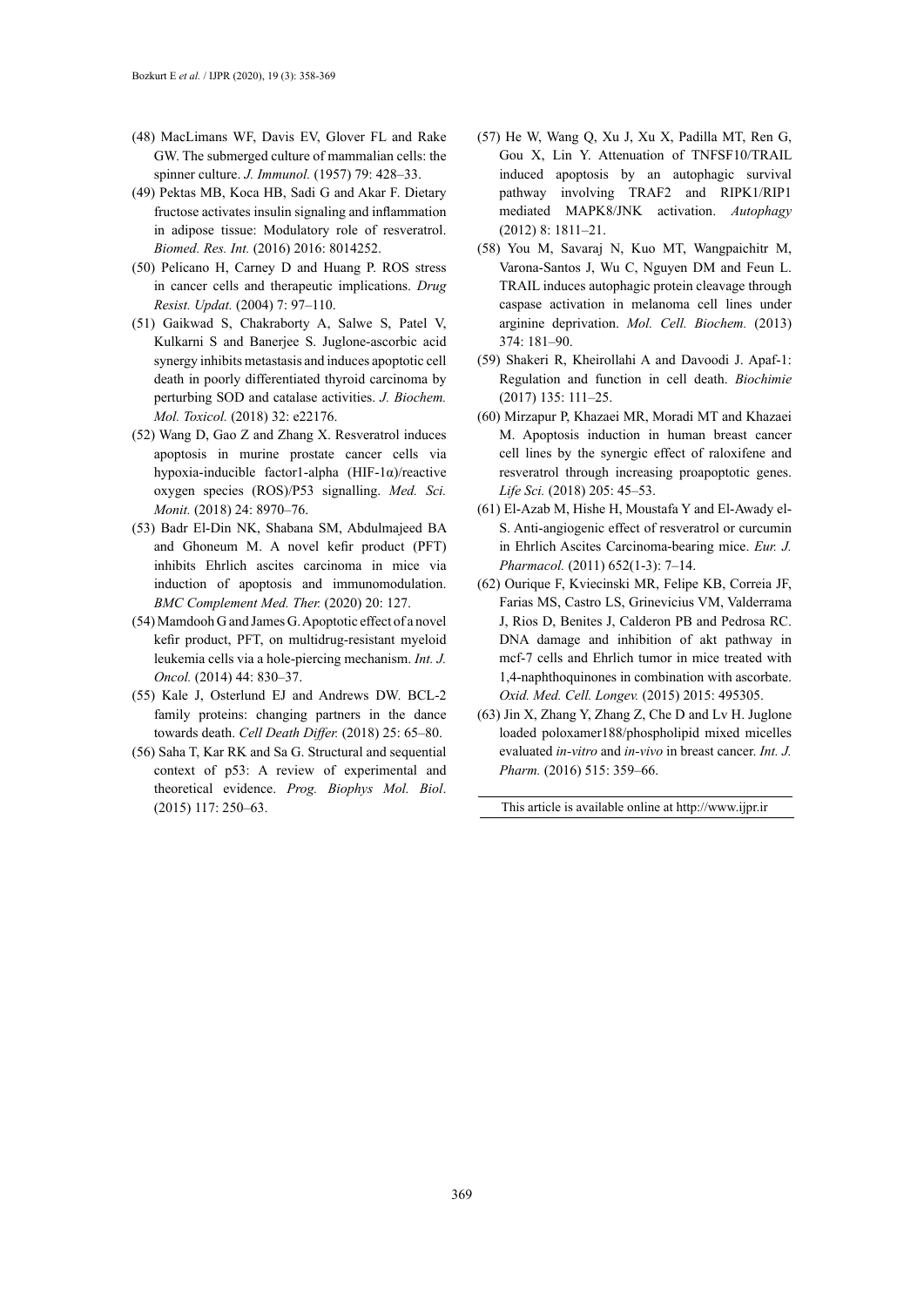(48) MacLimans WF, Davis EV, Glover FL and Rake GW. The submerged culture of mammalian cells: the spinner culture. *J. Immunol.* (1957) 79: 428–33.

(49) Pektas MB, Koca HB, Sadi G and Akar F. Dietary fructose activates insulin signaling and inflammation in adipose tissue: Modulatory role of resveratrol. *Biomed. Res. Int.* (2016) 2016: 8014252.

(50) Pelicano H, Carney D and Huang P. ROS stress in cancer cells and therapeutic implications. *Drug Resist. Updat.* (2004) 7: 97–110.

(51) Gaikwad S, Chakraborty A, Salwe S, Patel V, Kulkarni S and Banerjee S. Juglone-ascorbic acid synergy inhibits metastasis and induces apoptotic cell death in poorly differentiated thyroid carcinoma by perturbing SOD and catalase activities. *J. Biochem. Mol. Toxicol.* (2018) 32: e22176.

(52) Wang D, Gao Z and Zhang X. Resveratrol induces apoptosis in murine prostate cancer cells via hypoxia-inducible factor1-alpha (HIF-1α)/reactive oxygen species (ROS)/P53 signalling. *Med. Sci. Monit.* (2018) 24: 8970–76.

(53) Badr El-Din NK, Shabana SM, Abdulmajeed BA and Ghoneum M. A novel kefir product (PFT) inhibits Ehrlich ascites carcinoma in mice via induction of apoptosis and immunomodulation. *BMC Complement Med. Ther.* (2020) 20: 127.

(54) Mamdooh G and James G. Apoptotic effect of a novel kefir product, PFT, on multidrug-resistant myeloid leukemia cells via a hole-piercing mechanism. *Int. J. Oncol.* (2014) 44: 830–37.

(55) Kale J, Osterlund EJ and Andrews DW. BCL-2 family proteins: changing partners in the dance towards death. *Cell Death Differ.* (2018) 25: 65–80.

(56) Saha T, Kar RK and Sa G. Structural and sequential context of p53: A review of experimental and theoretical evidence. *Prog. Biophys Mol. Biol*. (2015) 117: 250–63.

(57) He W, Wang Q, Xu J, Xu X, Padilla MT, Ren G, Gou X, Lin Y. Attenuation of TNFSF10/TRAIL induced apoptosis by an autophagic survival pathway involving TRAF2 and RIPK1/RIP1 mediated MAPK8/JNK activation. *Autophagy* (2012) 8: 1811–21.

(58) You M, Savaraj N, Kuo MT, Wangpaichitr M, Varona-Santos J, Wu C, Nguyen DM and Feun L. TRAIL induces autophagic protein cleavage through caspase activation in melanoma cell lines under arginine deprivation. *Mol. Cell. Biochem.* (2013) 374: 181–90.

(59) Shakeri R, Kheirollahi A and Davoodi J. Apaf-1: Regulation and function in cell death. *Biochimie* (2017) 135: 111–25.

(60) Mirzapur P, Khazaei MR, Moradi MT and Khazaei M. Apoptosis induction in human breast cancer cell lines by the synergic effect of raloxifene and resveratrol through increasing proapoptotic genes. *Life Sci.* (2018) 205: 45–53.

(61) El-Azab M, Hishe H, Moustafa Y and El-Awady el-S. Anti-angiogenic effect of resveratrol or curcumin in Ehrlich Ascites Carcinoma-bearing mice. *Eur. J. Pharmacol.* (2011) 652(1-3): 7–14.

(62) Ourique F, Kviecinski MR, Felipe KB, Correia JF, Farias MS, Castro LS, Grinevicius VM, Valderrama J, Rios D, Benites J, Calderon PB and Pedrosa RC. DNA damage and inhibition of akt pathway in mcf-7 cells and Ehrlich tumor in mice treated with 1,4-naphthoquinones in combination with ascorbate. *Oxid. Med. Cell. Longev.* (2015) 2015: 495305.

(63) Jin X, Zhang Y, Zhang Z, Che D and Lv H. Juglone loaded poloxamer188/phospholipid mixed micelles evaluated *in-vitro* and *in-vivo* in breast cancer. *Int. J. Pharm.* (2016) 515: 359–66.

This article is available online at http://www.ijpr.ir